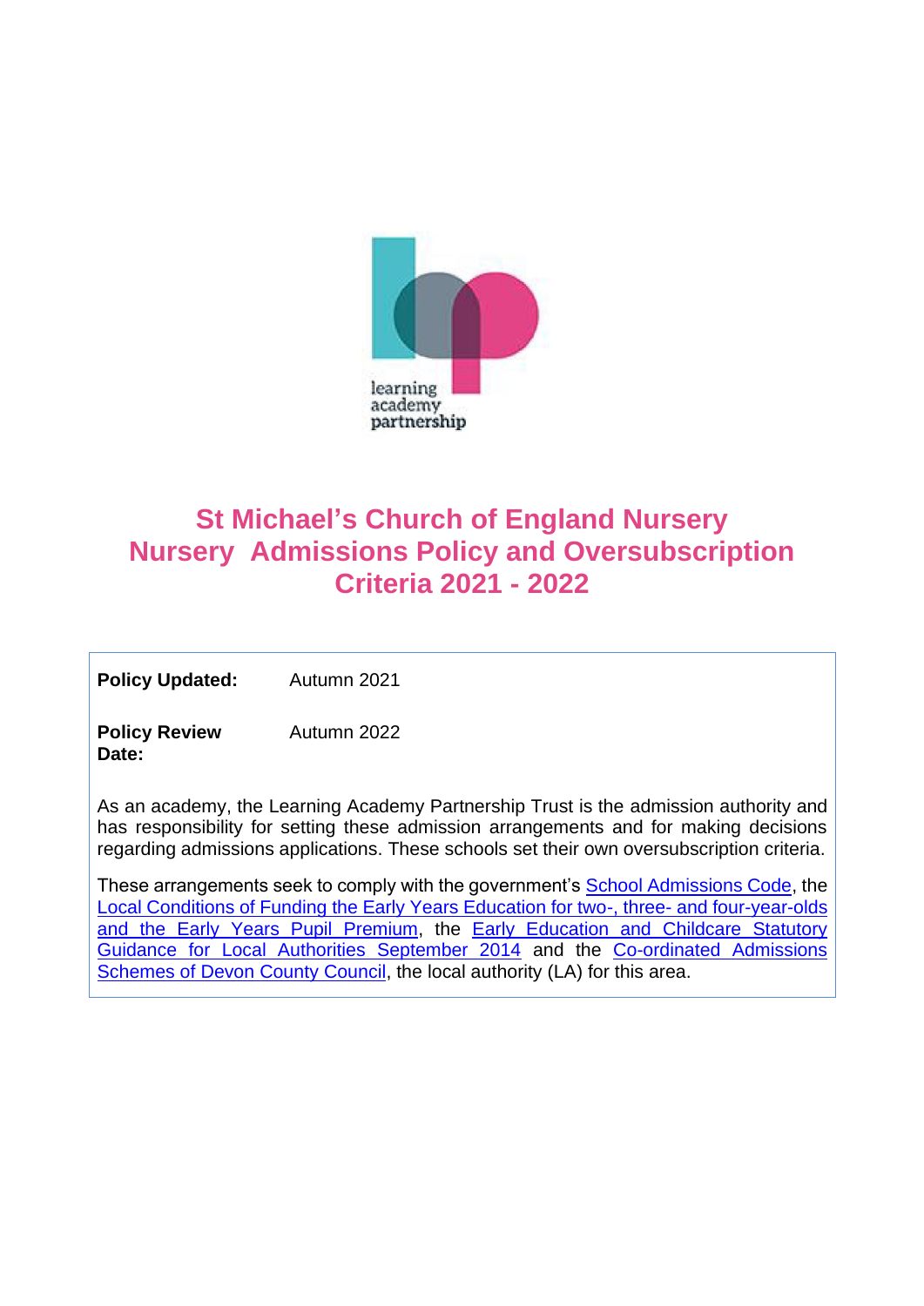learning academy partnership

# St Michael's Church of England Nursery Nursery Admissions Policy and Oversubscription Criteria 2021 - 2022

| | |
|---|---|
| **Policy Updated:** | Autumn 2021 |
| **Policy Review Date:** | Autumn 2022 |

As an academy, the Learning Academy Partnership Trust is the admission authority and has responsibility for setting these admission arrangements and for making decisions regarding admissions applications. These schools set their own oversubscription criteria.

These arrangements seek to comply with the government's School Admissions Code, the Local Conditions of Funding the Early Years Education for two-, three- and four-year-olds and the Early Years Pupil Premium, the Early Education and Childcare Statutory Guidance for Local Authorities September 2014 and the Co-ordinated Admissions Schemes of Devon County Council, the local authority (LA) for this area.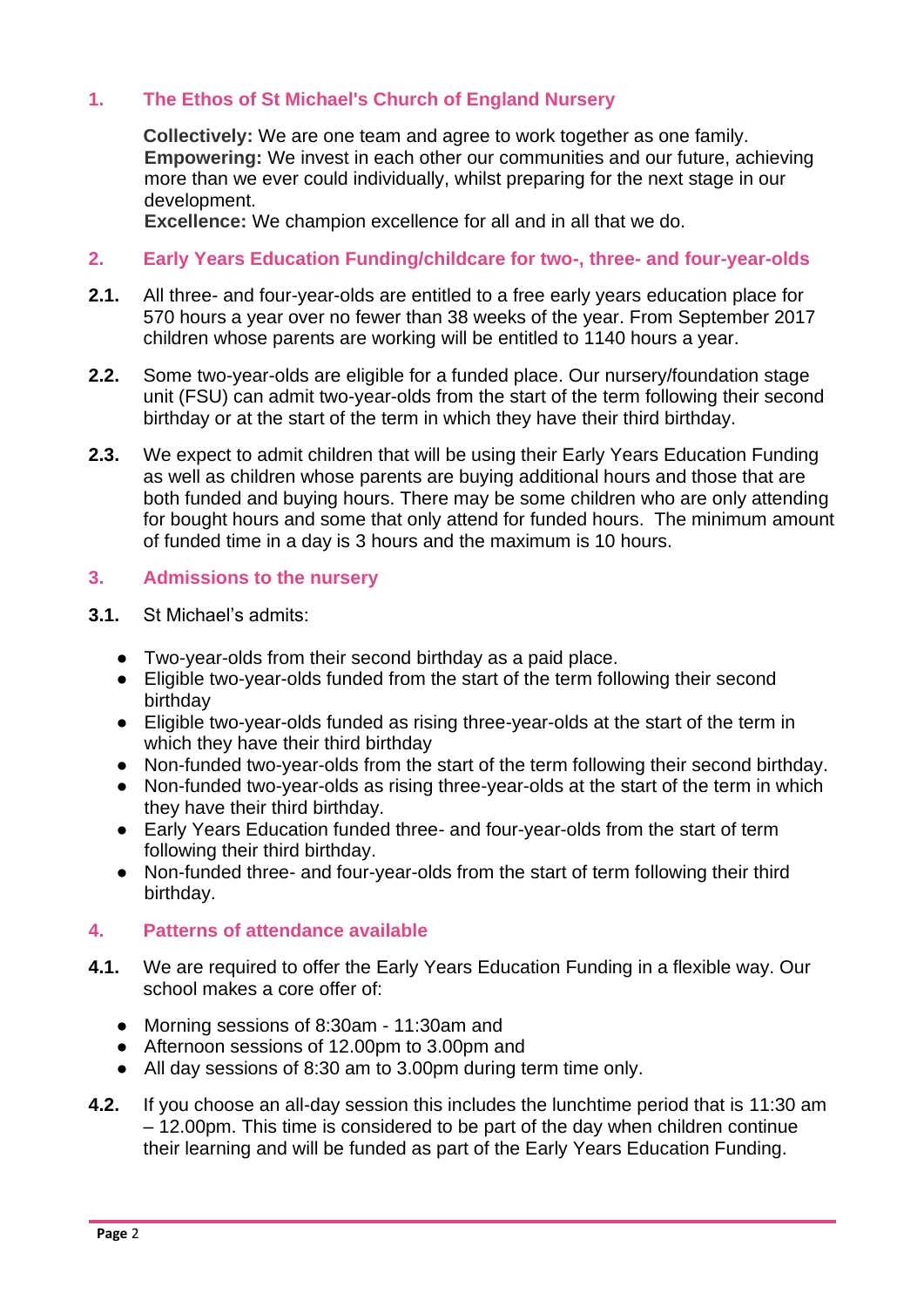## 1. The Ethos of St Michael's Church of England Nursery

**Collectively:** We are one team and agree to work together as one family.
**Empowering:** We invest in each other our communities and our future, achieving more than we ever could individually, whilst preparing for the next stage in our development.
**Excellence:** We champion excellence for all and in all that we do.

## 2. Early Years Education Funding/childcare for two-, three- and four-year-olds

**2.1.** All three- and four-year-olds are entitled to a free early years education place for 570 hours a year over no fewer than 38 weeks of the year. From September 2017 children whose parents are working will be entitled to 1140 hours a year.

**2.2.** Some two-year-olds are eligible for a funded place. Our nursery/foundation stage unit (FSU) can admit two-year-olds from the start of the term following their second birthday or at the start of the term in which they have their third birthday.

**2.3.** We expect to admit children that will be using their Early Years Education Funding as well as children whose parents are buying additional hours and those that are both funded and buying hours. There may be some children who are only attending for bought hours and some that only attend for funded hours. The minimum amount of funded time in a day is 3 hours and the maximum is 10 hours.

## 3. Admissions to the nursery

**3.1.** St Michael's admits:

- Two-year-olds from their second birthday as a paid place.
- Eligible two-year-olds funded from the start of the term following their second birthday
- Eligible two-year-olds funded as rising three-year-olds at the start of the term in which they have their third birthday
- Non-funded two-year-olds from the start of the term following their second birthday.
- Non-funded two-year-olds as rising three-year-olds at the start of the term in which they have their third birthday.
- Early Years Education funded three- and four-year-olds from the start of term following their third birthday.
- Non-funded three- and four-year-olds from the start of term following their third birthday.

## 4. Patterns of attendance available

**4.1.** We are required to offer the Early Years Education Funding in a flexible way. Our school makes a core offer of:

- Morning sessions of 8:30am - 11:30am and
- Afternoon sessions of 12.00pm to 3.00pm and
- All day sessions of 8:30 am to 3.00pm during term time only.

**4.2.** If you choose an all-day session this includes the lunchtime period that is 11:30 am – 12.00pm. This time is considered to be part of the day when children continue their learning and will be funded as part of the Early Years Education Funding.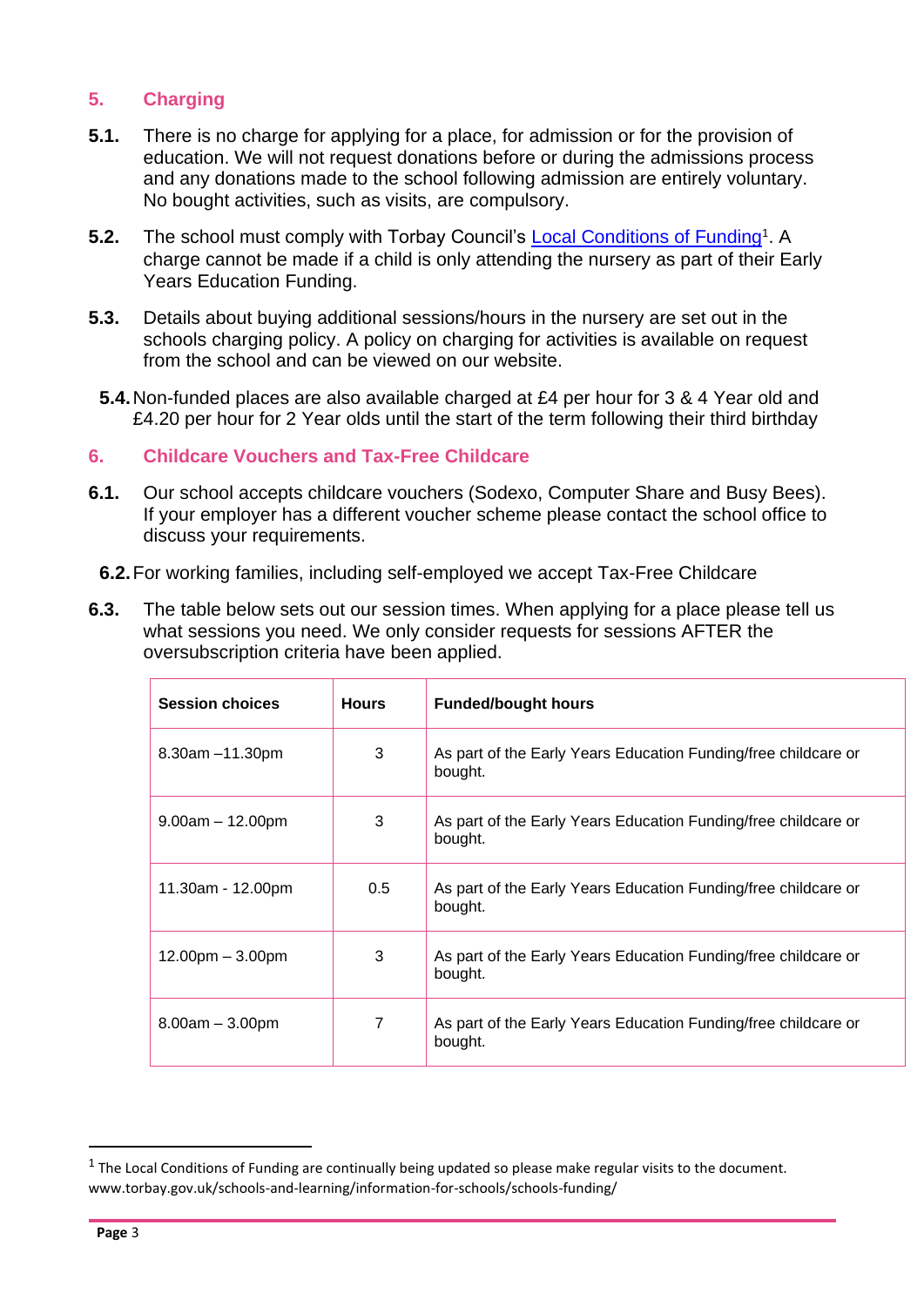## 5. Charging

**5.1.** There is no charge for applying for a place, for admission or for the provision of education. We will not request donations before or during the admissions process and any donations made to the school following admission are entirely voluntary. No bought activities, such as visits, are compulsory.

**5.2.** The school must comply with Torbay Council's Local Conditions of Funding[1]. A charge cannot be made if a child is only attending the nursery as part of their Early Years Education Funding.

**5.3.** Details about buying additional sessions/hours in the nursery are set out in the schools charging policy. A policy on charging for activities is available on request from the school and can be viewed on our website.

**5.4.** Non-funded places are also available charged at £4 per hour for 3 & 4 Year old and £4.20 per hour for 2 Year olds until the start of the term following their third birthday

## 6. Childcare Vouchers and Tax-Free Childcare

**6.1.** Our school accepts childcare vouchers (Sodexo, Computer Share and Busy Bees). If your employer has a different voucher scheme please contact the school office to discuss your requirements.

**6.2.** For working families, including self-employed we accept Tax-Free Childcare

**6.3.** The table below sets out our session times. When applying for a place please tell us what sessions you need. We only consider requests for sessions AFTER the oversubscription criteria have been applied.

| Session choices | Hours | Funded/bought hours |
|---|---|---|
| 8.30am –11.30pm | 3 | As part of the Early Years Education Funding/free childcare or bought. |
| 9.00am – 12.00pm | 3 | As part of the Early Years Education Funding/free childcare or bought. |
| 11.30am - 12.00pm | 0.5 | As part of the Early Years Education Funding/free childcare or bought. |
| 12.00pm – 3.00pm | 3 | As part of the Early Years Education Funding/free childcare or bought. |
| 8.00am – 3.00pm | 7 | As part of the Early Years Education Funding/free childcare or bought. |

[1] The Local Conditions of Funding are continually being updated so please make regular visits to the document. www.torbay.gov.uk/schools-and-learning/information-for-schools/schools-funding/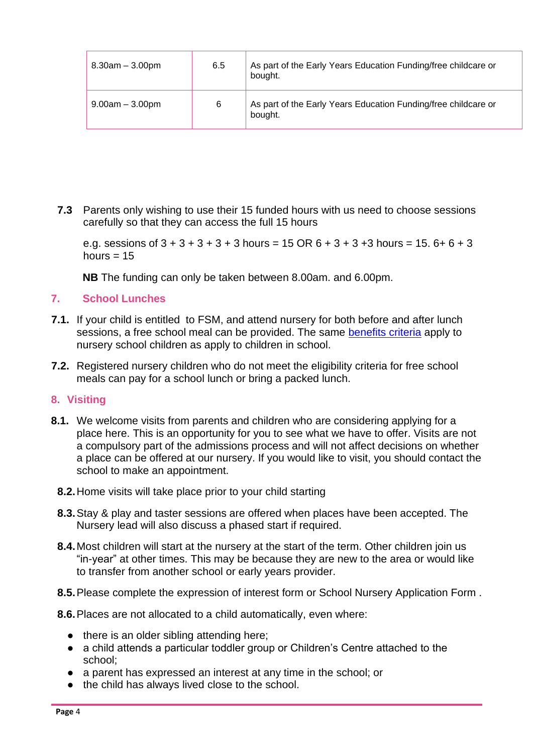| 8.30am – 3.00pm | 6.5 | As part of the Early Years Education Funding/free childcare or bought. |
|---|---|---|
| 9.00am – 3.00pm | 6 | As part of the Early Years Education Funding/free childcare or bought. |

**7.3** Parents only wishing to use their 15 funded hours with us need to choose sessions carefully so that they can access the full 15 hours

e.g. sessions of 3 + 3 + 3 + 3 + 3 hours = 15 OR 6 + 3 + 3 +3 hours = 15. 6+ 6 + 3 hours = 15

**NB** The funding can only be taken between 8.00am. and 6.00pm.

## 7. School Lunches

**7.1.** If your child is entitled to FSM, and attend nursery for both before and after lunch sessions, a free school meal can be provided. The same benefits criteria apply to nursery school children as apply to children in school.

**7.2.** Registered nursery children who do not meet the eligibility criteria for free school meals can pay for a school lunch or bring a packed lunch.

## 8. Visiting

**8.1.** We welcome visits from parents and children who are considering applying for a place here. This is an opportunity for you to see what we have to offer. Visits are not a compulsory part of the admissions process and will not affect decisions on whether a place can be offered at our nursery. If you would like to visit, you should contact the school to make an appointment.

**8.2.** Home visits will take place prior to your child starting

**8.3.** Stay & play and taster sessions are offered when places have been accepted. The Nursery lead will also discuss a phased start if required.

**8.4.** Most children will start at the nursery at the start of the term. Other children join us "in-year" at other times. This may be because they are new to the area or would like to transfer from another school or early years provider.

**8.5.** Please complete the expression of interest form or School Nursery Application Form .

**8.6.** Places are not allocated to a child automatically, even where:

- there is an older sibling attending here;
- a child attends a particular toddler group or Children's Centre attached to the school;
- a parent has expressed an interest at any time in the school; or
- the child has always lived close to the school.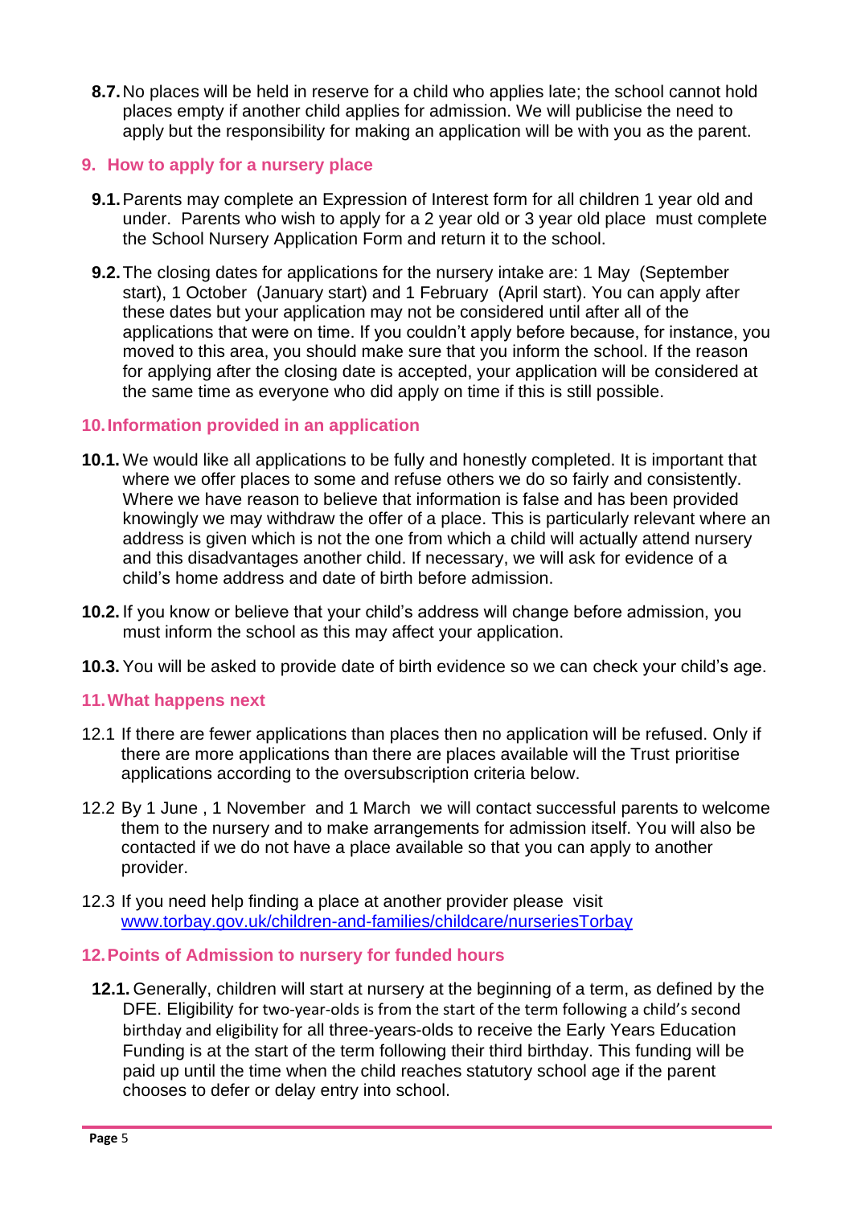**8.7.** No places will be held in reserve for a child who applies late; the school cannot hold places empty if another child applies for admission. We will publicise the need to apply but the responsibility for making an application will be with you as the parent.

## 9. How to apply for a nursery place

**9.1.** Parents may complete an Expression of Interest form for all children 1 year old and under. Parents who wish to apply for a 2 year old or 3 year old place must complete the School Nursery Application Form and return it to the school.

**9.2.** The closing dates for applications for the nursery intake are: 1 May (September start), 1 October (January start) and 1 February (April start). You can apply after these dates but your application may not be considered until after all of the applications that were on time. If you couldn't apply before because, for instance, you moved to this area, you should make sure that you inform the school. If the reason for applying after the closing date is accepted, your application will be considered at the same time as everyone who did apply on time if this is still possible.

## 10. Information provided in an application

**10.1.** We would like all applications to be fully and honestly completed. It is important that where we offer places to some and refuse others we do so fairly and consistently. Where we have reason to believe that information is false and has been provided knowingly we may withdraw the offer of a place. This is particularly relevant where an address is given which is not the one from which a child will actually attend nursery and this disadvantages another child. If necessary, we will ask for evidence of a child's home address and date of birth before admission.

**10.2.** If you know or believe that your child's address will change before admission, you must inform the school as this may affect your application.

**10.3.** You will be asked to provide date of birth evidence so we can check your child's age.

## 11. What happens next

12.1 If there are fewer applications than places then no application will be refused. Only if there are more applications than there are places available will the Trust prioritise applications according to the oversubscription criteria below.

12.2 By 1 June , 1 November and 1 March we will contact successful parents to welcome them to the nursery and to make arrangements for admission itself. You will also be contacted if we do not have a place available so that you can apply to another provider.

12.3 If you need help finding a place at another provider please visit [www.torbay.gov.uk/children-and-families/childcare/nurseriesTorbay](www.torbay.gov.uk/children-and-families/childcare/nurseriesTorbay)

## 12. Points of Admission to nursery for funded hours

**12.1.** Generally, children will start at nursery at the beginning of a term, as defined by the DFE. Eligibility for two-year-olds is from the start of the term following a child's second birthday and eligibility for all three-years-olds to receive the Early Years Education Funding is at the start of the term following their third birthday. This funding will be paid up until the time when the child reaches statutory school age if the parent chooses to defer or delay entry into school.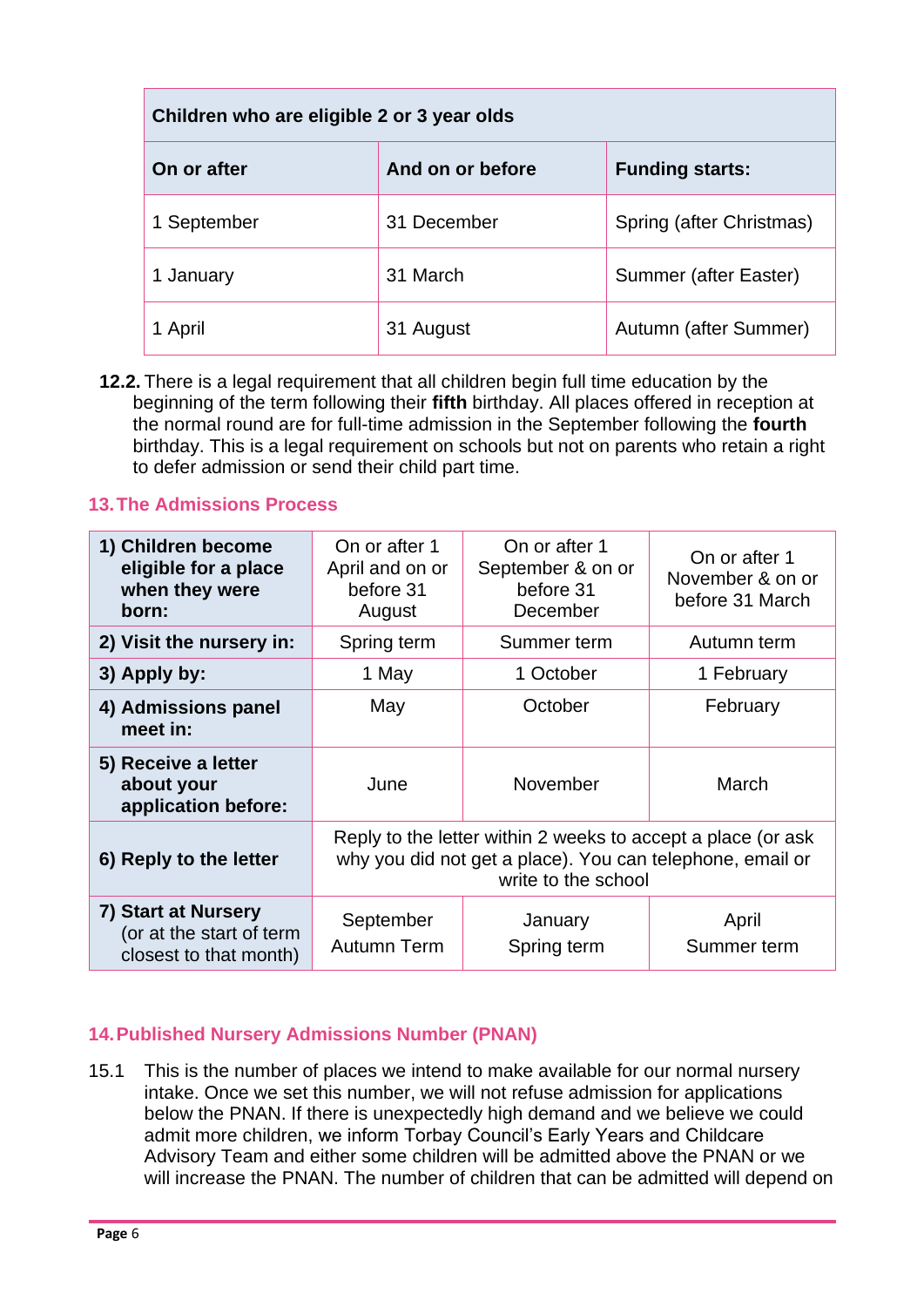| Children who are eligible 2 or 3 year olds | | |
|---|---|---|
| **On or after** | **And on or before** | **Funding starts:** |
| 1 September | 31 December | Spring (after Christmas) |
| 1 January | 31 March | Summer (after Easter) |
| 1 April | 31 August | Autumn (after Summer) |

**12.2.** There is a legal requirement that all children begin full time education by the beginning of the term following their **fifth** birthday. All places offered in reception at the normal round are for full-time admission in the September following the **fourth** birthday. This is a legal requirement on schools but not on parents who retain a right to defer admission or send their child part time.

## 13. The Admissions Process

| **1) Children become eligible for a place when they were born:** | On or after 1 April and on or before 31 August | On or after 1 September & on or before 31 December | On or after 1 November & on or before 31 March |
|---|---|---|---|
| **2) Visit the nursery in:** | Spring term | Summer term | Autumn term |
| **3) Apply by:** | 1 May | 1 October | 1 February |
| **4) Admissions panel meet in:** | May | October | February |
| **5) Receive a letter about your application before:** | June | November | March |
| **6) Reply to the letter** | Reply to the letter within 2 weeks to accept a place (or ask why you did not get a place). You can telephone, email or write to the school | | |
| **7) Start at Nursery** (or at the start of term closest to that month) | September Autumn Term | January Spring term | April Summer term |

## 14. Published Nursery Admissions Number (PNAN)

15.1 This is the number of places we intend to make available for our normal nursery intake. Once we set this number, we will not refuse admission for applications below the PNAN. If there is unexpectedly high demand and we believe we could admit more children, we inform Torbay Council's Early Years and Childcare Advisory Team and either some children will be admitted above the PNAN or we will increase the PNAN. The number of children that can be admitted will depend on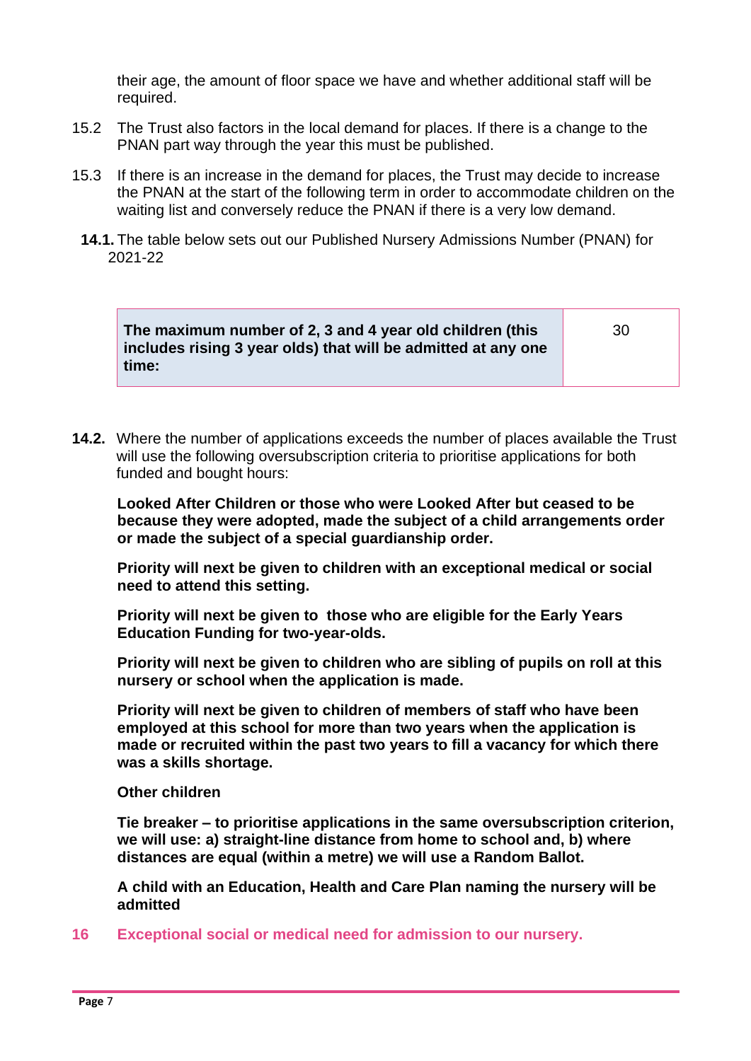their age, the amount of floor space we have and whether additional staff will be required.

15.2 The Trust also factors in the local demand for places. If there is a change to the PNAN part way through the year this must be published.

15.3 If there is an increase in the demand for places, the Trust may decide to increase the PNAN at the start of the following term in order to accommodate children on the waiting list and conversely reduce the PNAN if there is a very low demand.

**14.1.** The table below sets out our Published Nursery Admissions Number (PNAN) for 2021-22

| **The maximum number of 2, 3 and 4 year old children (this includes rising 3 year olds) that will be admitted at any one time:** | 30 |
|---|---|

**14.2.** Where the number of applications exceeds the number of places available the Trust will use the following oversubscription criteria to prioritise applications for both funded and bought hours:

**Looked After Children or those who were Looked After but ceased to be because they were adopted, made the subject of a child arrangements order or made the subject of a special guardianship order.**

**Priority will next be given to children with an exceptional medical or social need to attend this setting.**

**Priority will next be given to those who are eligible for the Early Years Education Funding for two-year-olds.**

**Priority will next be given to children who are sibling of pupils on roll at this nursery or school when the application is made.**

**Priority will next be given to children of members of staff who have been employed at this school for more than two years when the application is made or recruited within the past two years to fill a vacancy for which there was a skills shortage.**

**Other children**

**Tie breaker – to prioritise applications in the same oversubscription criterion, we will use: a) straight-line distance from home to school and, b) where distances are equal (within a metre) we will use a Random Ballot.**

**A child with an Education, Health and Care Plan naming the nursery will be admitted**

## 16 Exceptional social or medical need for admission to our nursery.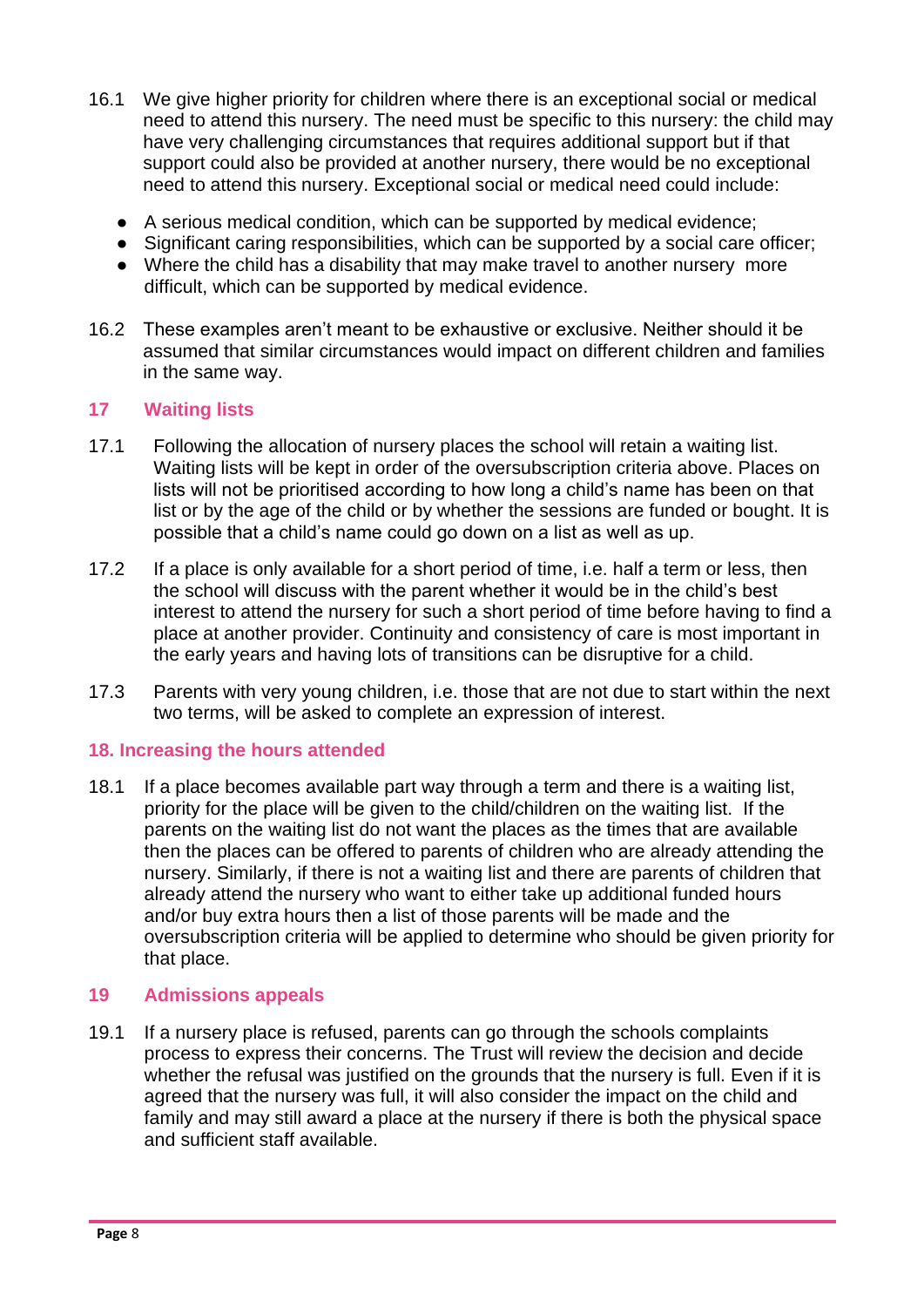16.1 We give higher priority for children where there is an exceptional social or medical need to attend this nursery. The need must be specific to this nursery: the child may have very challenging circumstances that requires additional support but if that support could also be provided at another nursery, there would be no exceptional need to attend this nursery. Exceptional social or medical need could include:

- A serious medical condition, which can be supported by medical evidence;
- Significant caring responsibilities, which can be supported by a social care officer;
- Where the child has a disability that may make travel to another nursery more difficult, which can be supported by medical evidence.

16.2 These examples aren't meant to be exhaustive or exclusive. Neither should it be assumed that similar circumstances would impact on different children and families in the same way.

## 17 Waiting lists

17.1 Following the allocation of nursery places the school will retain a waiting list. Waiting lists will be kept in order of the oversubscription criteria above. Places on lists will not be prioritised according to how long a child's name has been on that list or by the age of the child or by whether the sessions are funded or bought. It is possible that a child's name could go down on a list as well as up.

17.2 If a place is only available for a short period of time, i.e. half a term or less, then the school will discuss with the parent whether it would be in the child's best interest to attend the nursery for such a short period of time before having to find a place at another provider. Continuity and consistency of care is most important in the early years and having lots of transitions can be disruptive for a child.

17.3 Parents with very young children, i.e. those that are not due to start within the next two terms, will be asked to complete an expression of interest.

## 18. Increasing the hours attended

18.1 If a place becomes available part way through a term and there is a waiting list, priority for the place will be given to the child/children on the waiting list. If the parents on the waiting list do not want the places as the times that are available then the places can be offered to parents of children who are already attending the nursery. Similarly, if there is not a waiting list and there are parents of children that already attend the nursery who want to either take up additional funded hours and/or buy extra hours then a list of those parents will be made and the oversubscription criteria will be applied to determine who should be given priority for that place.

## 19 Admissions appeals

19.1 If a nursery place is refused, parents can go through the schools complaints process to express their concerns. The Trust will review the decision and decide whether the refusal was justified on the grounds that the nursery is full. Even if it is agreed that the nursery was full, it will also consider the impact on the child and family and may still award a place at the nursery if there is both the physical space and sufficient staff available.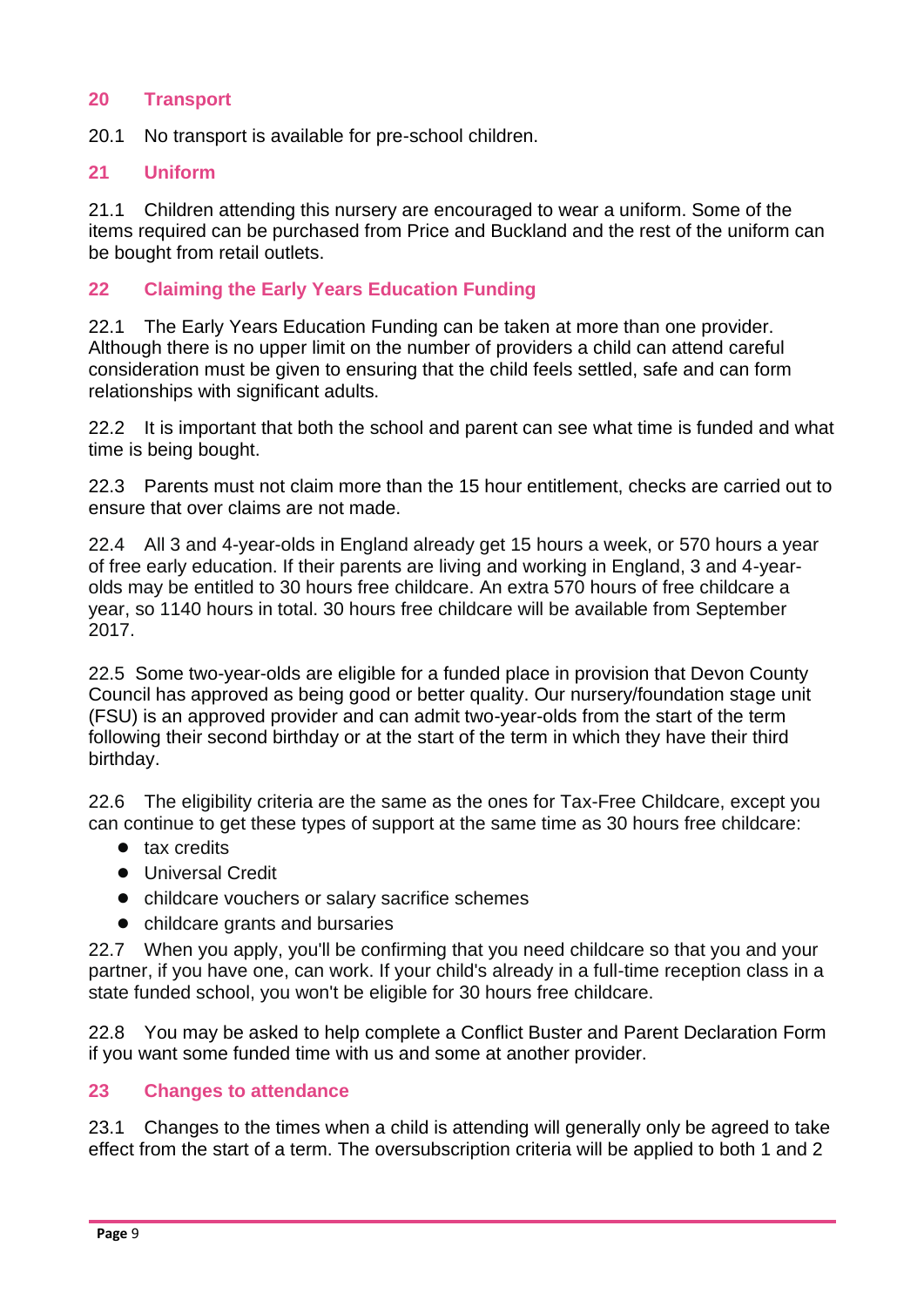## 20 Transport

20.1 No transport is available for pre-school children.

## 21 Uniform

21.1 Children attending this nursery are encouraged to wear a uniform. Some of the items required can be purchased from Price and Buckland and the rest of the uniform can be bought from retail outlets.

## 22 Claiming the Early Years Education Funding

22.1 The Early Years Education Funding can be taken at more than one provider. Although there is no upper limit on the number of providers a child can attend careful consideration must be given to ensuring that the child feels settled, safe and can form relationships with significant adults.

22.2 It is important that both the school and parent can see what time is funded and what time is being bought.

22.3 Parents must not claim more than the 15 hour entitlement, checks are carried out to ensure that over claims are not made.

22.4 All 3 and 4-year-olds in England already get 15 hours a week, or 570 hours a year of free early education. If their parents are living and working in England, 3 and 4-year-olds may be entitled to 30 hours free childcare. An extra 570 hours of free childcare a year, so 1140 hours in total. 30 hours free childcare will be available from September 2017.

22.5 Some two-year-olds are eligible for a funded place in provision that Devon County Council has approved as being good or better quality. Our nursery/foundation stage unit (FSU) is an approved provider and can admit two-year-olds from the start of the term following their second birthday or at the start of the term in which they have their third birthday.

22.6 The eligibility criteria are the same as the ones for Tax-Free Childcare, except you can continue to get these types of support at the same time as 30 hours free childcare:

- tax credits
- Universal Credit
- childcare vouchers or salary sacrifice schemes
- childcare grants and bursaries

22.7 When you apply, you'll be confirming that you need childcare so that you and your partner, if you have one, can work. If your child's already in a full-time reception class in a state funded school, you won't be eligible for 30 hours free childcare.

22.8 You may be asked to help complete a Conflict Buster and Parent Declaration Form if you want some funded time with us and some at another provider.

## 23 Changes to attendance

23.1 Changes to the times when a child is attending will generally only be agreed to take effect from the start of a term. The oversubscription criteria will be applied to both 1 and 2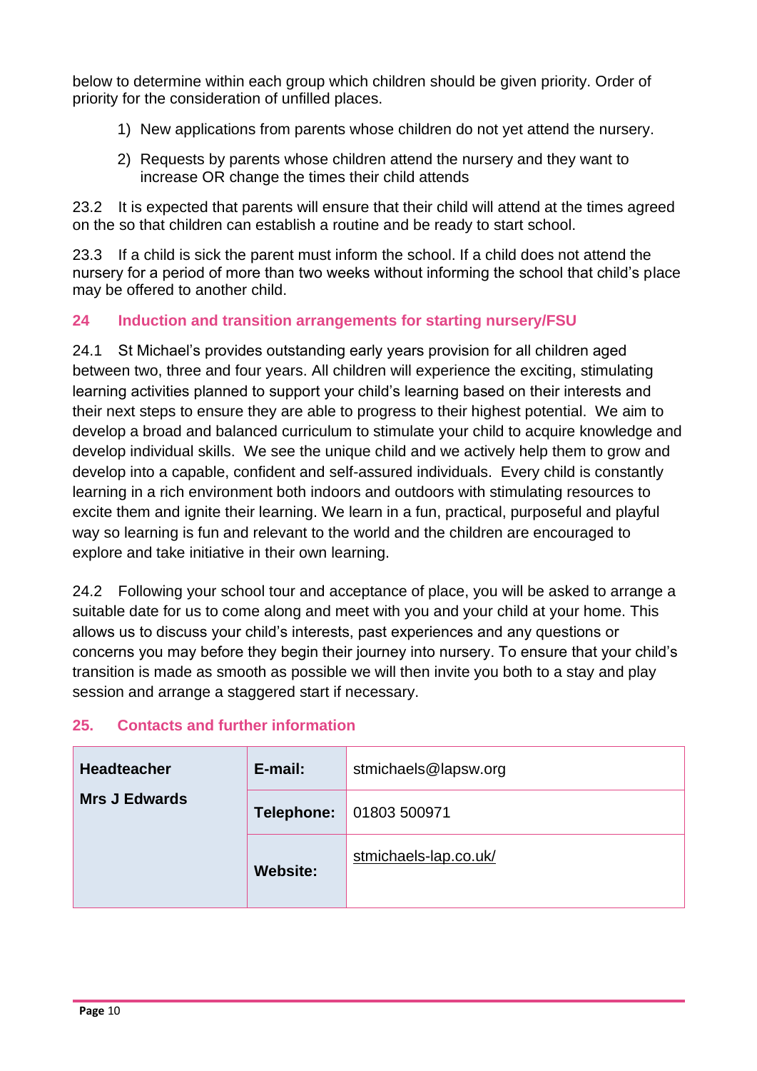below to determine within each group which children should be given priority. Order of priority for the consideration of unfilled places.

1) New applications from parents whose children do not yet attend the nursery.
2) Requests by parents whose children attend the nursery and they want to increase OR change the times their child attends

23.2 It is expected that parents will ensure that their child will attend at the times agreed on the so that children can establish a routine and be ready to start school.

23.3 If a child is sick the parent must inform the school. If a child does not attend the nursery for a period of more than two weeks without informing the school that child's place may be offered to another child.

## 24 Induction and transition arrangements for starting nursery/FSU

24.1 St Michael's provides outstanding early years provision for all children aged between two, three and four years. All children will experience the exciting, stimulating learning activities planned to support your child's learning based on their interests and their next steps to ensure they are able to progress to their highest potential. We aim to develop a broad and balanced curriculum to stimulate your child to acquire knowledge and develop individual skills. We see the unique child and we actively help them to grow and develop into a capable, confident and self-assured individuals. Every child is constantly learning in a rich environment both indoors and outdoors with stimulating resources to excite them and ignite their learning. We learn in a fun, practical, purposeful and playful way so learning is fun and relevant to the world and the children are encouraged to explore and take initiative in their own learning.

24.2 Following your school tour and acceptance of place, you will be asked to arrange a suitable date for us to come along and meet with you and your child at your home. This allows us to discuss your child's interests, past experiences and any questions or concerns you may before they begin their journey into nursery. To ensure that your child's transition is made as smooth as possible we will then invite you both to a stay and play session and arrange a staggered start if necessary.

## 25. Contacts and further information

| **Headteacher**<br>**Mrs J Edwards** | **E-mail:** | stmichaels@lapsw.org |
|---|---|---|
| | **Telephone:** | 01803 500971 |
| | **Website:** | stmichaels-lap.co.uk/ |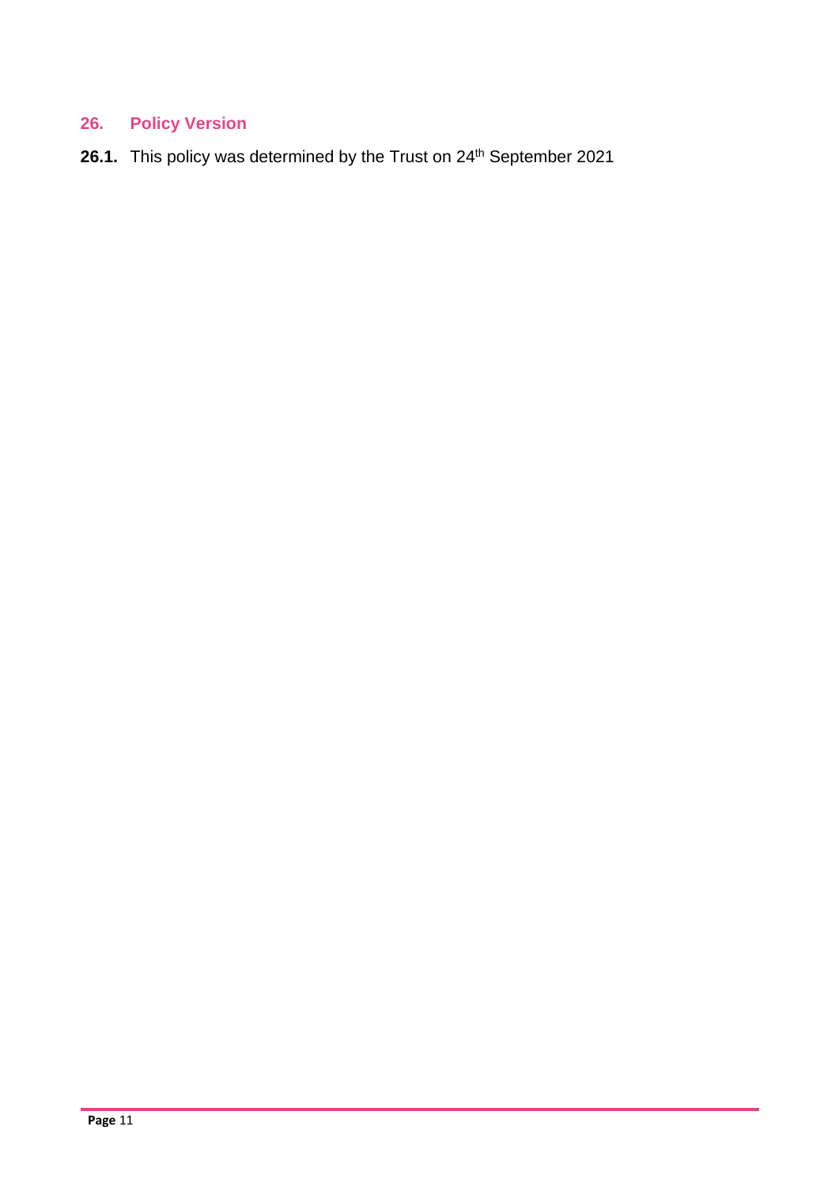## 26. Policy Version

**26.1.** This policy was determined by the Trust on 24th September 2021